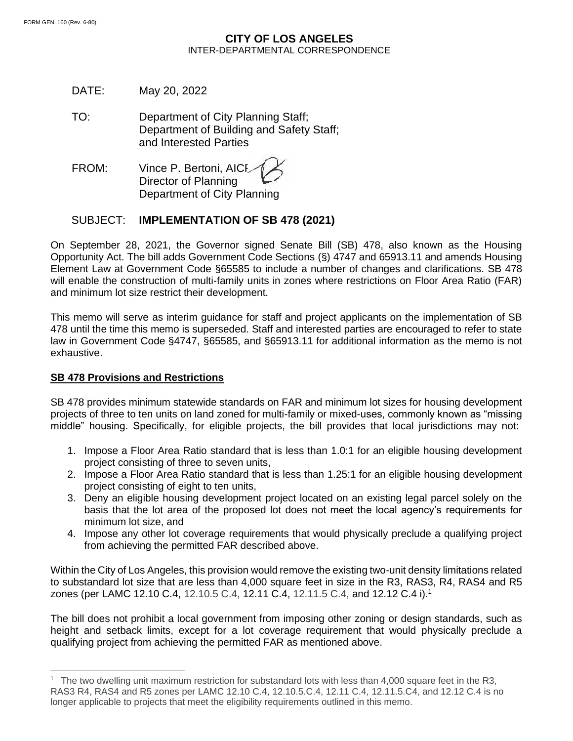FORM GEN. 160 (Rev. 6-80)

**CITY OF LOS ANGELES**
INTER-DEPARTMENTAL CORRESPONDENCE

DATE: May 20, 2022

TO: Department of City Planning Staff;
Department of Building and Safety Staff;
and Interested Parties

FROM: Vince P. Bertoni, AICP
Director of Planning
Department of City Planning

SUBJECT: **IMPLEMENTATION OF SB 478 (2021)**

On September 28, 2021, the Governor signed Senate Bill (SB) 478, also known as the Housing Opportunity Act. The bill adds Government Code Sections (§) 4747 and 65913.11 and amends Housing Element Law at Government Code §65585 to include a number of changes and clarifications. SB 478 will enable the construction of multi-family units in zones where restrictions on Floor Area Ratio (FAR) and minimum lot size restrict their development.

This memo will serve as interim guidance for staff and project applicants on the implementation of SB 478 until the time this memo is superseded. Staff and interested parties are encouraged to refer to state law in Government Code §4747, §65585, and §65913.11 for additional information as the memo is not exhaustive.

**SB 478 Provisions and Restrictions**

SB 478 provides minimum statewide standards on FAR and minimum lot sizes for housing development projects of three to ten units on land zoned for multi-family or mixed-uses, commonly known as "missing middle" housing. Specifically, for eligible projects, the bill provides that local jurisdictions may not:

1. Impose a Floor Area Ratio standard that is less than 1.0:1 for an eligible housing development project consisting of three to seven units,
2. Impose a Floor Area Ratio standard that is less than 1.25:1 for an eligible housing development project consisting of eight to ten units,
3. Deny an eligible housing development project located on an existing legal parcel solely on the basis that the lot area of the proposed lot does not meet the local agency's requirements for minimum lot size, and
4. Impose any other lot coverage requirements that would physically preclude a qualifying project from achieving the permitted FAR described above.

Within the City of Los Angeles, this provision would remove the existing two-unit density limitations related to substandard lot size that are less than 4,000 square feet in size in the R3, RAS3, R4, RAS4 and R5 zones (per LAMC 12.10 C.4, 12.10.5 C.4, 12.11 C.4, 12.11.5 C.4, and 12.12 C.4 i).[1]

The bill does not prohibit a local government from imposing other zoning or design standards, such as height and setback limits, except for a lot coverage requirement that would physically preclude a qualifying project from achieving the permitted FAR as mentioned above.

[1] The two dwelling unit maximum restriction for substandard lots with less than 4,000 square feet in the R3, RAS3 R4, RAS4 and R5 zones per LAMC 12.10 C.4, 12.10.5.C.4, 12.11 C.4, 12.11.5.C4, and 12.12 C.4 is no longer applicable to projects that meet the eligibility requirements outlined in this memo.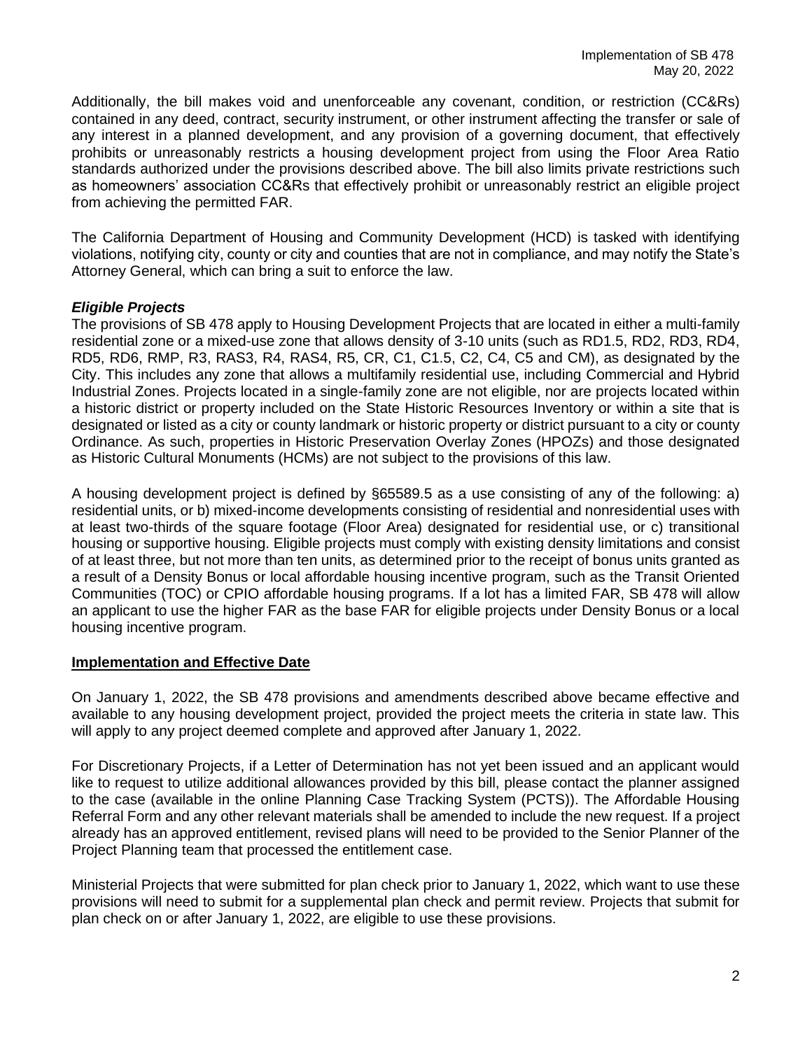Additionally, the bill makes void and unenforceable any covenant, condition, or restriction (CC&Rs) contained in any deed, contract, security instrument, or other instrument affecting the transfer or sale of any interest in a planned development, and any provision of a governing document, that effectively prohibits or unreasonably restricts a housing development project from using the Floor Area Ratio standards authorized under the provisions described above. The bill also limits private restrictions such as homeowners' association CC&Rs that effectively prohibit or unreasonably restrict an eligible project from achieving the permitted FAR.

The California Department of Housing and Community Development (HCD) is tasked with identifying violations, notifying city, county or city and counties that are not in compliance, and may notify the State's Attorney General, which can bring a suit to enforce the law.

### *Eligible Projects*

The provisions of SB 478 apply to Housing Development Projects that are located in either a multi-family residential zone or a mixed-use zone that allows density of 3-10 units (such as RD1.5, RD2, RD3, RD4, RD5, RD6, RMP, R3, RAS3, R4, RAS4, R5, CR, C1, C1.5, C2, C4, C5 and CM), as designated by the City. This includes any zone that allows a multifamily residential use, including Commercial and Hybrid Industrial Zones. Projects located in a single-family zone are not eligible, nor are projects located within a historic district or property included on the State Historic Resources Inventory or within a site that is designated or listed as a city or county landmark or historic property or district pursuant to a city or county Ordinance. As such, properties in Historic Preservation Overlay Zones (HPOZs) and those designated as Historic Cultural Monuments (HCMs) are not subject to the provisions of this law.

A housing development project is defined by §65589.5 as a use consisting of any of the following: a) residential units, or b) mixed-income developments consisting of residential and nonresidential uses with at least two-thirds of the square footage (Floor Area) designated for residential use, or c) transitional housing or supportive housing. Eligible projects must comply with existing density limitations and consist of at least three, but not more than ten units, as determined prior to the receipt of bonus units granted as a result of a Density Bonus or local affordable housing incentive program, such as the Transit Oriented Communities (TOC) or CPIO affordable housing programs. If a lot has a limited FAR, SB 478 will allow an applicant to use the higher FAR as the base FAR for eligible projects under Density Bonus or a local housing incentive program.

## Implementation and Effective Date

On January 1, 2022, the SB 478 provisions and amendments described above became effective and available to any housing development project, provided the project meets the criteria in state law. This will apply to any project deemed complete and approved after January 1, 2022.

For Discretionary Projects, if a Letter of Determination has not yet been issued and an applicant would like to request to utilize additional allowances provided by this bill, please contact the planner assigned to the case (available in the online Planning Case Tracking System (PCTS)). The Affordable Housing Referral Form and any other relevant materials shall be amended to include the new request. If a project already has an approved entitlement, revised plans will need to be provided to the Senior Planner of the Project Planning team that processed the entitlement case.

Ministerial Projects that were submitted for plan check prior to January 1, 2022, which want to use these provisions will need to submit for a supplemental plan check and permit review. Projects that submit for plan check on or after January 1, 2022, are eligible to use these provisions.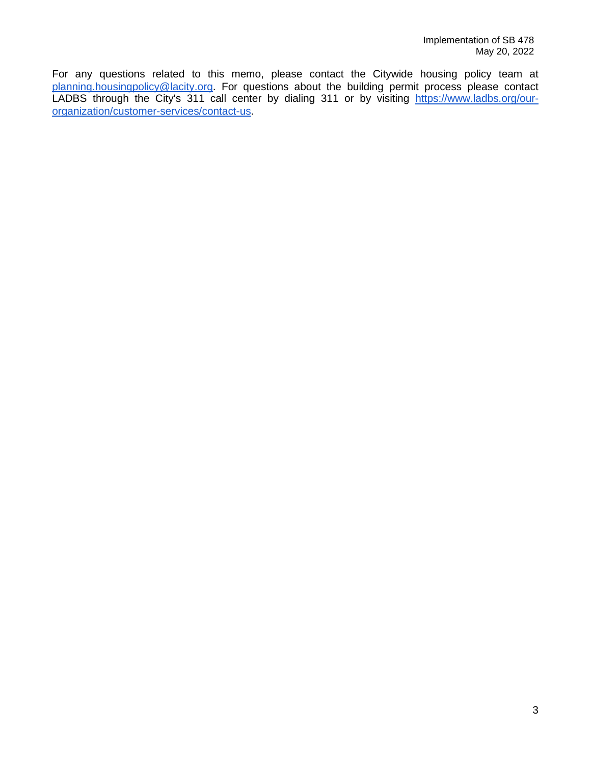For any questions related to this memo, please contact the Citywide housing policy team at planning.housingpolicy@lacity.org. For questions about the building permit process please contact LADBS through the City's 311 call center by dialing 311 or by visiting https://www.ladbs.org/our-organization/customer-services/contact-us.